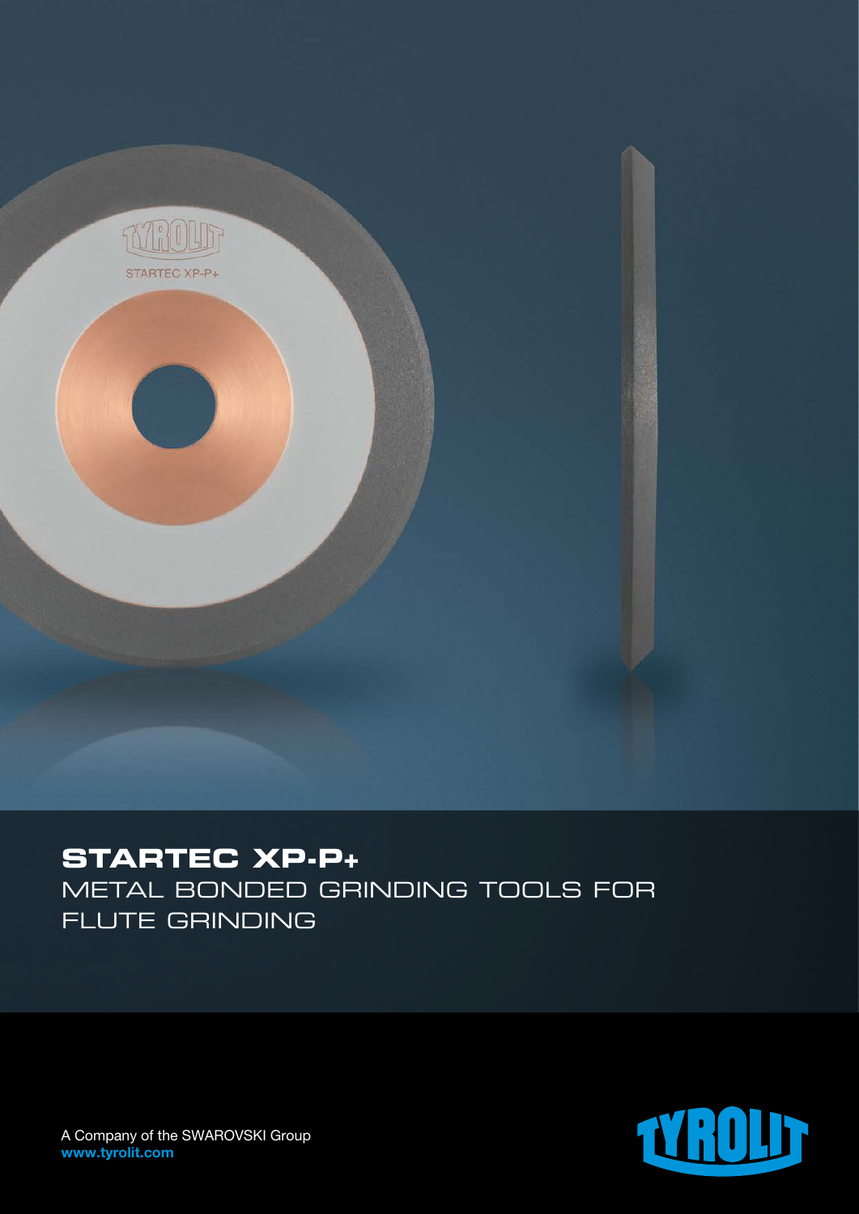# STARTEC XP-P+

## METAL BONDED GRINDING TOOLS FOR FLUTE GRINDING

A Company of the SWAROVSKI Group
**www.tyrolit.com**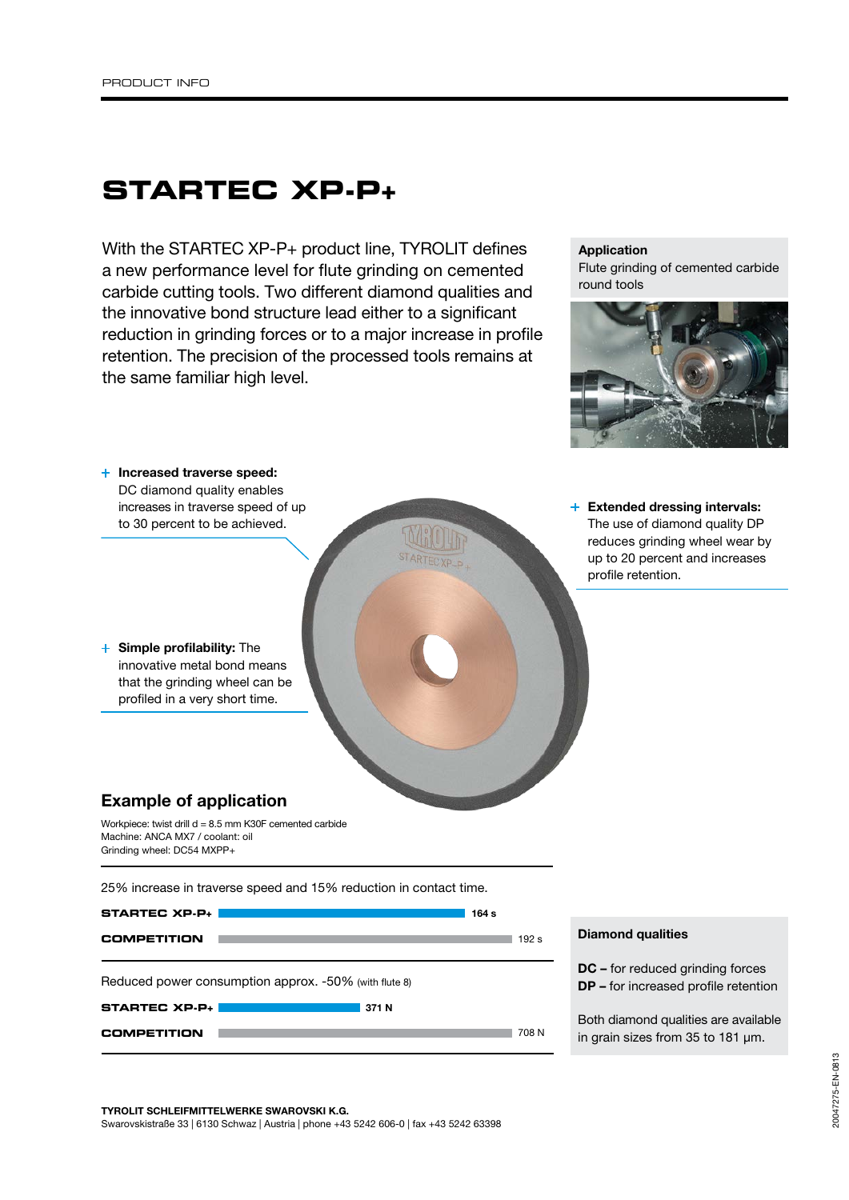PRODUCT INFO

# STARTEC XP-P+

With the STARTEC XP-P+ product line, TYROLIT defines a new performance level for flute grinding on cemented carbide cutting tools. Two different diamond qualities and the innovative bond structure lead either to a significant reduction in grinding forces or to a major increase in profile retention. The precision of the processed tools remains at the same familiar high level.

**Application**
Flute grinding of cemented carbide round tools

+ **Increased traverse speed:** DC diamond quality enables increases in traverse speed of up to 30 percent to be achieved.

+ **Extended dressing intervals:** The use of diamond quality DP reduces grinding wheel wear by up to 20 percent and increases profile retention.

+ **Simple profilability:** The innovative metal bond means that the grinding wheel can be profiled in a very short time.

## Example of application

Workpiece: twist drill d = 8.5 mm K30F cemented carbide
Machine: ANCA MX7 / coolant: oil
Grinding wheel: DC54 MXPP+

25% increase in traverse speed and 15% reduction in contact time.

STARTEC XP-P+ 164 s
COMPETITION 192 s

Reduced power consumption approx. -50% (with flute 8)

STARTEC XP-P+ 371 N
COMPETITION 708 N

**Diamond qualities**

**DC –** for reduced grinding forces
**DP –** for increased profile retention

Both diamond qualities are available in grain sizes from 35 to 181 µm.

**TYROLIT SCHLEIFMITTELWERKE SWAROVSKI K.G.**
Swarovskistraße 33 | 6130 Schwaz | Austria | phone +43 5242 606-0 | fax +43 5242 63398

2004 7275-EN-0813